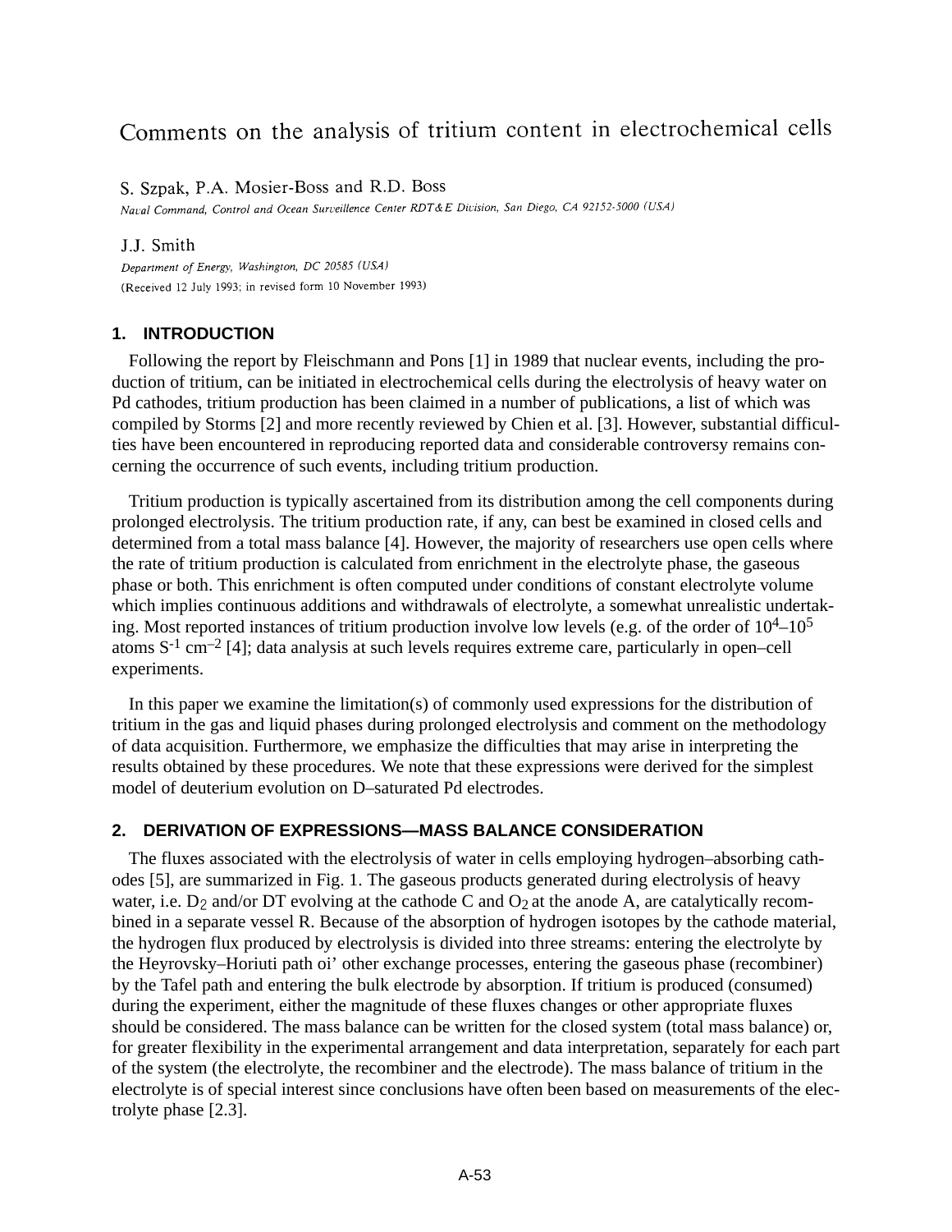# Comments on the analysis of tritium content in electrochemical cells

S. Szpak, P.A. Mosier-Boss and R.D. Boss

*Naval Command, Control and Ocean Surveillence Center RDT&E Division, San Diego, CA 92152-5000 (USA)*

J.J. Smith

*Department of Energy, Washington, DC 20585 (USA)*

(Received 12 July 1993; in revised form 10 November 1993)

## 1. INTRODUCTION

Following the report by Fleischmann and Pons [1] in 1989 that nuclear events, including the production of tritium, can be initiated in electrochemical cells during the electrolysis of heavy water on Pd cathodes, tritium production has been claimed in a number of publications, a list of which was compiled by Storms [2] and more recently reviewed by Chien et al. [3]. However, substantial difficulties have been encountered in reproducing reported data and considerable controversy remains concerning the occurrence of such events, including tritium production.

Tritium production is typically ascertained from its distribution among the cell components during prolonged electrolysis. The tritium production rate, if any, can best be examined in closed cells and determined from a total mass balance [4]. However, the majority of researchers use open cells where the rate of tritium production is calculated from enrichment in the electrolyte phase, the gaseous phase or both. This enrichment is often computed under conditions of constant electrolyte volume which implies continuous additions and withdrawals of electrolyte, a somewhat unrealistic undertaking. Most reported instances of tritium production involve low levels (e.g. of the order of $10^4$–$10^5$ atoms $S^{-1}$ $cm^{-2}$ [4]; data analysis at such levels requires extreme care, particularly in open–cell experiments.

In this paper we examine the limitation(s) of commonly used expressions for the distribution of tritium in the gas and liquid phases during prolonged electrolysis and comment on the methodology of data acquisition. Furthermore, we emphasize the difficulties that may arise in interpreting the results obtained by these procedures. We note that these expressions were derived for the simplest model of deuterium evolution on D–saturated Pd electrodes.

## 2. DERIVATION OF EXPRESSIONS—MASS BALANCE CONSIDERATION

The fluxes associated with the electrolysis of water in cells employing hydrogen–absorbing cathodes [5], are summarized in Fig. 1. The gaseous products generated during electrolysis of heavy water, i.e. $D_2$ and/or DT evolving at the cathode C and $O_2$ at the anode A, are catalytically recombined in a separate vessel R. Because of the absorption of hydrogen isotopes by the cathode material, the hydrogen flux produced by electrolysis is divided into three streams: entering the electrolyte by the Heyrovsky–Horiuti path oi' other exchange processes, entering the gaseous phase (recombiner) by the Tafel path and entering the bulk electrode by absorption. If tritium is produced (consumed) during the experiment, either the magnitude of these fluxes changes or other appropriate fluxes should be considered. The mass balance can be written for the closed system (total mass balance) or, for greater flexibility in the experimental arrangement and data interpretation, separately for each part of the system (the electrolyte, the recombiner and the electrode). The mass balance of tritium in the electrolyte is of special interest since conclusions have often been based on measurements of the electrolyte phase [2.3].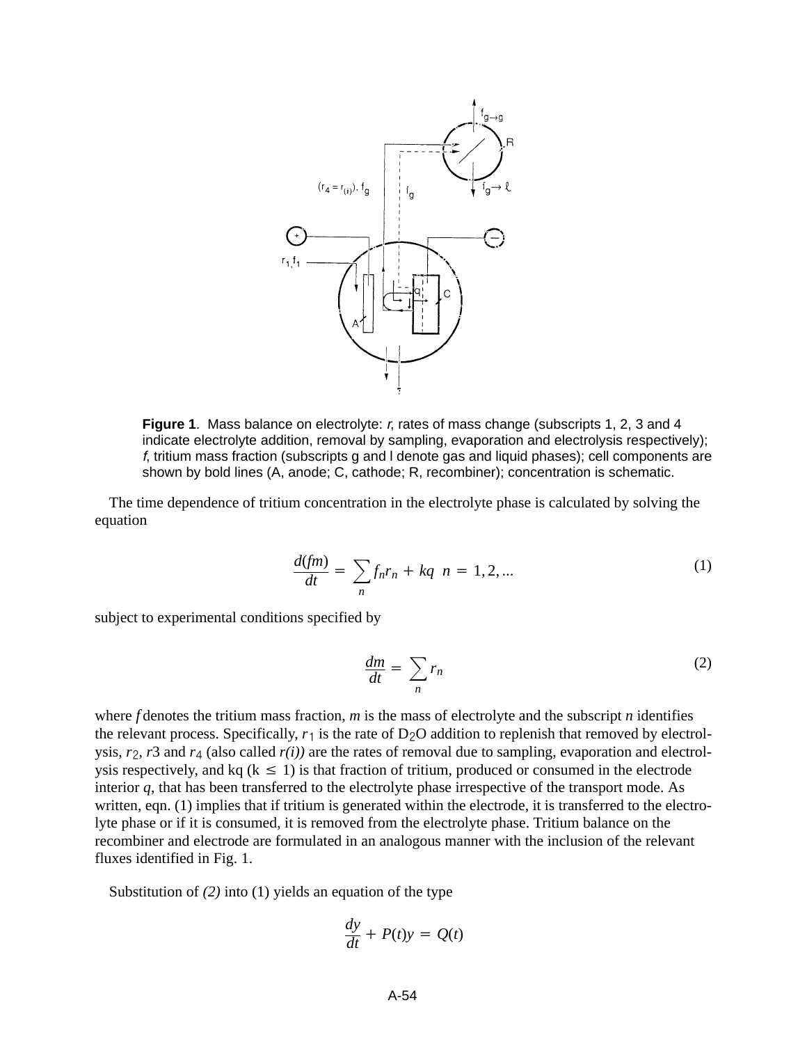**Figure 1**. Mass balance on electrolyte: *r*, rates of mass change (subscripts 1, 2, 3 and 4 indicate electrolyte addition, removal by sampling, evaporation and electrolysis respectively); *f*, tritium mass fraction (subscripts g and l denote gas and liquid phases); cell components are shown by bold lines (A, anode; C, cathode; R, recombiner); concentration is schematic.

The time dependence of tritium concentration in the electrolyte phase is calculated by solving the equation

$$\frac{d(fm)}{dt} = \sum_n f_n r_n + kq \quad n = 1, 2, ... \tag{1}$$

subject to experimental conditions specified by

$$\frac{dm}{dt} = \sum_n r_n \tag{2}$$

where $f$ denotes the tritium mass fraction, $m$ is the mass of electrolyte and the subscript $n$ identifies the relevant process. Specifically, $r_1$ is the rate of $D_2O$ addition to replenish that removed by electrolysis, $r_2$, $r3$ and $r_4$ (also called $r(i)$) are the rates of removal due to sampling, evaporation and electrolysis respectively, and kq ($k \leq 1$) is that fraction of tritium, produced or consumed in the electrode interior $q$, that has been transferred to the electrolyte phase irrespective of the transport mode. As written, eqn. (1) implies that if tritium is generated within the electrode, it is transferred to the electrolyte phase or if it is consumed, it is removed from the electrolyte phase. Tritium balance on the recombiner and electrode are formulated in an analogous manner with the inclusion of the relevant fluxes identified in Fig. 1.

Substitution of *(2)* into (1) yields an equation of the type

$$\frac{dy}{dt} + P(t)y = Q(t)$$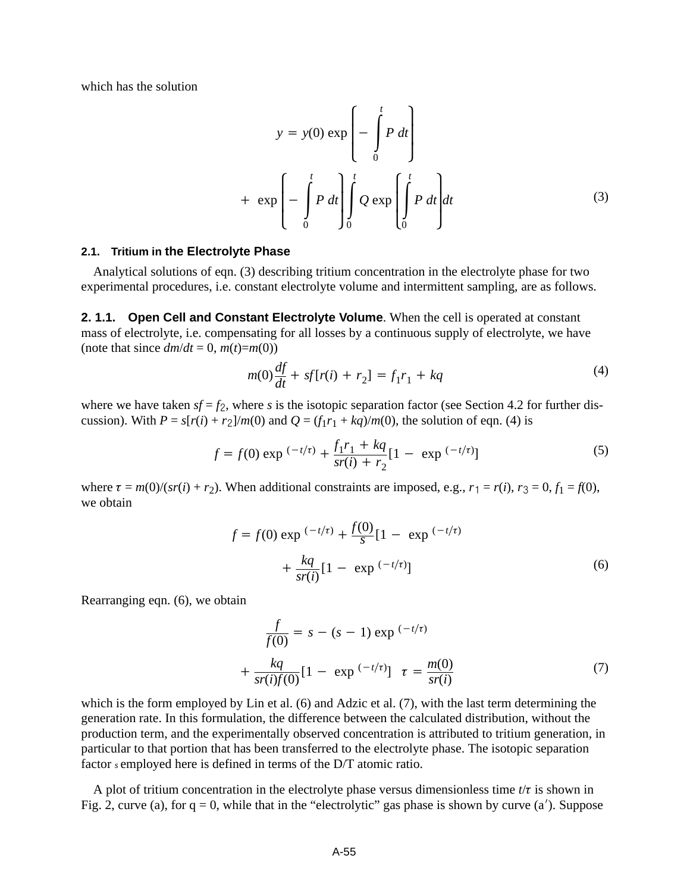which has the solution

$$y = y(0)\exp\left[-\int_0^t P\,dt\right] + \exp\left[-\int_0^t P\,dt\right]\int_0^t Q\exp\left[\int_0^t P\,dt\right]dt \tag{3}$$

#### 2.1. Tritium in the Electrolyte Phase

Analytical solutions of eqn. (3) describing tritium concentration in the electrolyte phase for two experimental procedures, i.e. constant electrolyte volume and intermittent sampling, are as follows.

**2. 1.1. Open Cell and Constant Electrolyte Volume**. When the cell is operated at constant mass of electrolyte, i.e. compensating for all losses by a continuous supply of electrolyte, we have (note that since $dm/dt = 0$, $m(t)=m(0)$)

$$m(0)\frac{df}{dt} + sf[r(i) + r_2] = f_1 r_1 + kq \tag{4}$$

where we have taken $sf = f_2$, where $s$ is the isotopic separation factor (see Section 4.2 for further discussion). With $P = s[r(i) + r_2]/m(0)$ and $Q = (f_1 r_1 + kq)/m(0)$, the solution of eqn. (4) is

$$f = f(0)\exp^{(-t/\tau)} + \frac{f_1 r_1 + kq}{sr(i) + r_2}[1 - \exp^{(-t/\tau)}] \tag{5}$$

where $\tau = m(0)/(sr(i) + r_2)$. When additional constraints are imposed, e.g., $r_1 = r(i)$, $r_3 = 0$, $f_1 = f(0)$, we obtain

$$f = f(0)\exp^{(-t/\tau)} + \frac{f(0)}{s}[1 - \exp^{(-t/\tau)} + \frac{kq}{sr(i)}[1 - \exp^{(-t/\tau)}] \tag{6}$$

Rearranging eqn. (6), we obtain

$$\frac{f}{f(0)} = s - (s - 1)\exp^{(-t/\tau)} + \frac{kq}{sr(i)f(0)}[1 - \exp^{(-t/\tau)}] \quad \tau = \frac{m(0)}{sr(i)} \tag{7}$$

which is the form employed by Lin et al. (6) and Adzic et al. (7), with the last term determining the generation rate. In this formulation, the difference between the calculated distribution, without the production term, and the experimentally observed concentration is attributed to tritium generation, in particular to that portion that has been transferred to the electrolyte phase. The isotopic separation factor $s$ employed here is defined in terms of the D/T atomic ratio.

A plot of tritium concentration in the electrolyte phase versus dimensionless time $t/\tau$ is shown in Fig. 2, curve (a), for q = 0, while that in the "electrolytic" gas phase is shown by curve (a′). Suppose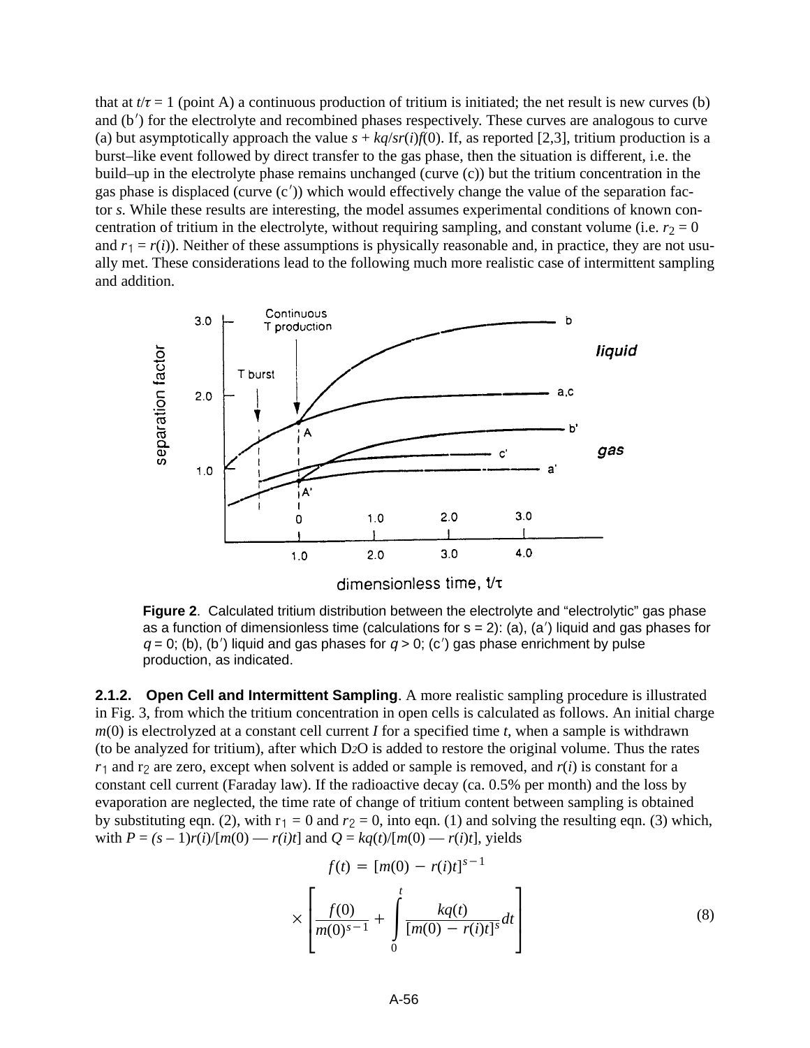that at $t/\tau = 1$ (point A) a continuous production of tritium is initiated; the net result is new curves (b) and (b′) for the electrolyte and recombined phases respectively. These curves are analogous to curve (a) but asymptotically approach the value $s + kq/sr(i)f(0)$. If, as reported [2,3], tritium production is a burst–like event followed by direct transfer to the gas phase, then the situation is different, i.e. the build–up in the electrolyte phase remains unchanged (curve (c)) but the tritium concentration in the gas phase is displaced (curve (c′)) which would effectively change the value of the separation factor $s$. While these results are interesting, the model assumes experimental conditions of known concentration of tritium in the electrolyte, without requiring sampling, and constant volume (i.e. $r_2 = 0$ and $r_1 = r(i)$). Neither of these assumptions is physically reasonable and, in practice, they are not usually met. These considerations lead to the following much more realistic case of intermittent sampling and addition.

**Figure 2**. Calculated tritium distribution between the electrolyte and "electrolytic" gas phase as a function of dimensionless time (calculations for s = 2): (a), (a′) liquid and gas phases for $q = 0$; (b), (b′) liquid and gas phases for $q > 0$; (c′) gas phase enrichment by pulse production, as indicated.

**2.1.2. Open Cell and Intermittent Sampling**. A more realistic sampling procedure is illustrated in Fig. 3, from which the tritium concentration in open cells is calculated as follows. An initial charge $m(0)$ is electrolyzed at a constant cell current $I$ for a specified time $t$, when a sample is withdrawn (to be analyzed for tritium), after which $D_2O$ is added to restore the original volume. Thus the rates $r_1$ and $r_2$ are zero, except when solvent is added or sample is removed, and $r(i)$ is constant for a constant cell current (Faraday law). If the radioactive decay (ca. 0.5% per month) and the loss by evaporation are neglected, the time rate of change of tritium content between sampling is obtained by substituting eqn. (2), with $r_1 = 0$ and $r_2 = 0$, into eqn. (1) and solving the resulting eqn. (3) which, with $P = (s-1)r(i)/[m(0) - r(i)t]$ and $Q = kq(t)/[m(0) - r(i)t]$, yields

$$f(t) = [m(0) - r(i)t]^{s-1} \times \left[ \frac{f(0)}{m(0)^{s-1}} + \int_0^t \frac{kq(t)}{[m(0) - r(i)t]^s} dt \right] \qquad (8)$$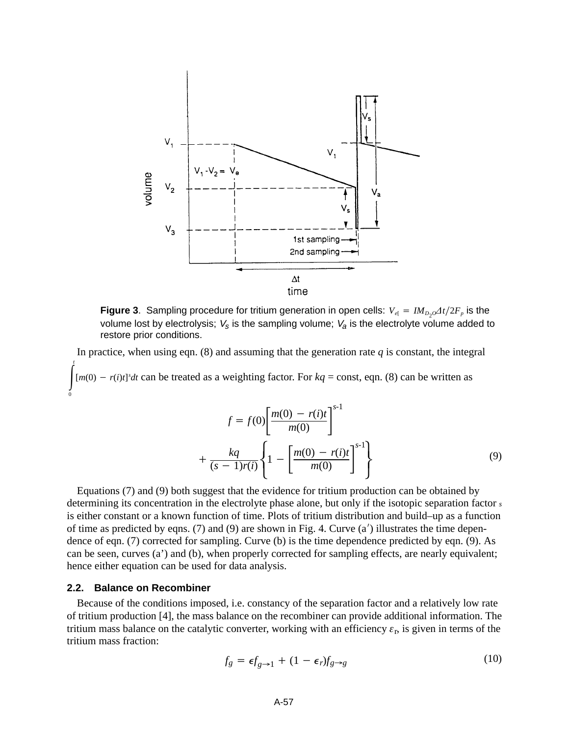**Figure 3**. Sampling procedure for tritium generation in open cells: $V_e = IM_{D_2O}\Delta t/2F_p$ is the volume lost by electrolysis; $V_s$ is the sampling volume; $V_a$ is the electrolyte volume added to restore prior conditions.

In practice, when using eqn. (8) and assuming that the generation rate $q$ is constant, the integral $\int_0^t [m(0) - r(i)t]^s dt$ can be treated as a weighting factor. For $kq$ = const, eqn. (8) can be written as

$$f = f(0)\left[\frac{m(0) - r(i)t}{m(0)}\right]^{s\text{-}1} + \frac{kq}{(s-1)r(i)}\left\{1 - \left[\frac{m(0) - r(i)t}{m(0)}\right]^{s\text{-}1}\right\} \tag{9}$$

Equations (7) and (9) both suggest that the evidence for tritium production can be obtained by determining its concentration in the electrolyte phase alone, but only if the isotopic separation factor $s$ is either constant or a known function of time. Plots of tritium distribution and build–up as a function of time as predicted by eqns. (7) and (9) are shown in Fig. 4. Curve (a′) illustrates the time dependence of eqn. (7) corrected for sampling. Curve (b) is the time dependence predicted by eqn. (9). As can be seen, curves (a') and (b), when properly corrected for sampling effects, are nearly equivalent; hence either equation can be used for data analysis.

### 2.2. Balance on Recombiner

Because of the conditions imposed, i.e. constancy of the separation factor and a relatively low rate of tritium production [4], the mass balance on the recombiner can provide additional information. The tritium mass balance on the catalytic converter, working with an efficiency $\varepsilon_r$, is given in terms of the tritium mass fraction:

$$f_g = \epsilon f_{g\rightarrow 1} + (1 - \epsilon_r) f_{g\rightarrow g} \tag{10}$$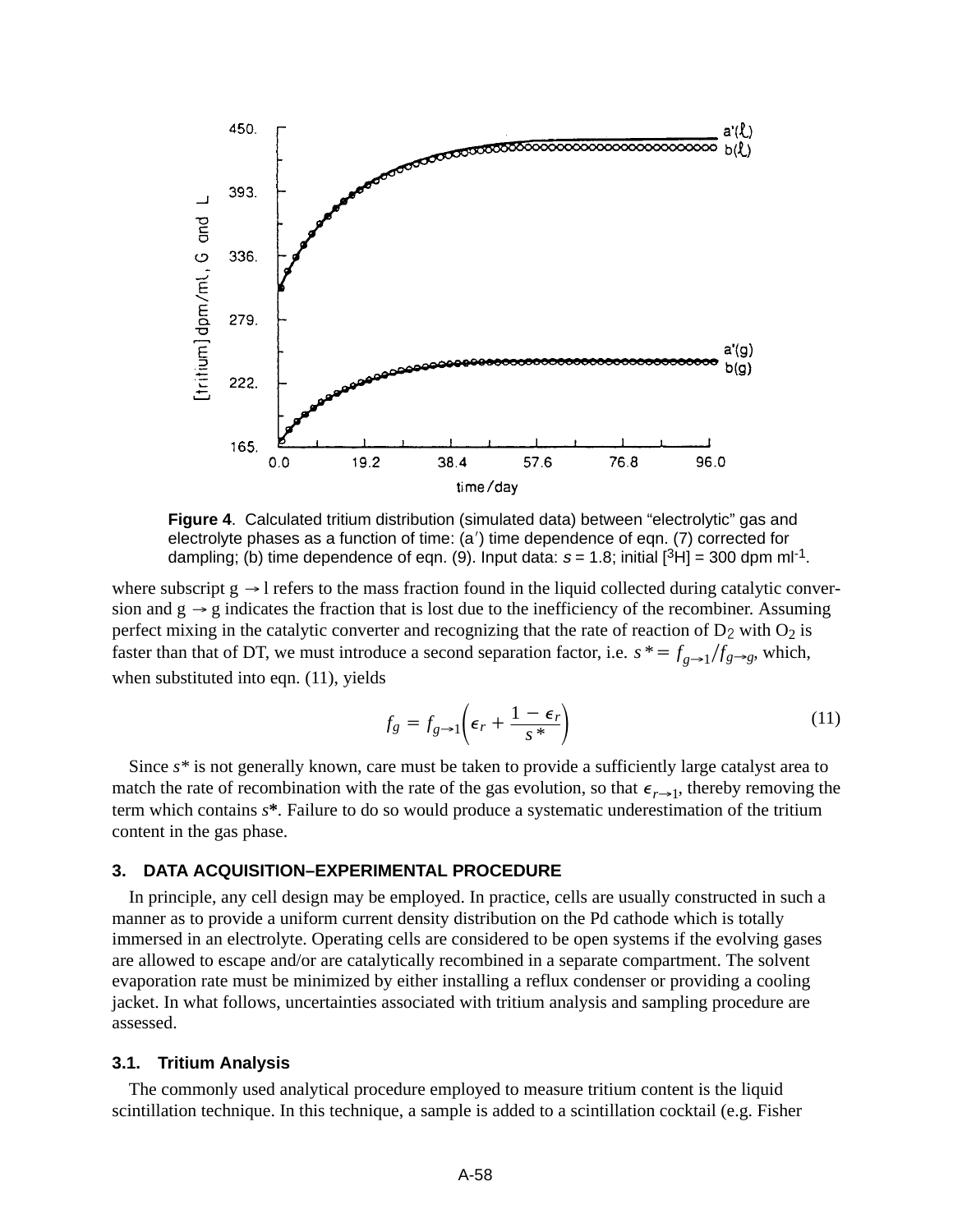**Figure 4**. Calculated tritium distribution (simulated data) between "electrolytic" gas and electrolyte phases as a function of time: (a′) time dependence of eqn. (7) corrected for dampling; (b) time dependence of eqn. (9). Input data: $s = 1.8$; initial [$^3$H] = 300 dpm ml$^{-1}$.

where subscript $g \rightarrow l$ refers to the mass fraction found in the liquid collected during catalytic conversion and $g \rightarrow g$ indicates the fraction that is lost due to the inefficiency of the recombiner. Assuming perfect mixing in the catalytic converter and recognizing that the rate of reaction of $D_2$ with $O_2$ is faster than that of DT, we must introduce a second separation factor, i.e. $s* = f_{g\rightarrow 1}/f_{g\rightarrow g}$, which, when substituted into eqn. (11), yields

$$f_g = f_{g\rightarrow 1}\left(\epsilon_r + \frac{1 - \epsilon_r}{s*}\right) \tag{11}$$

Since $s*$ is not generally known, care must be taken to provide a sufficiently large catalyst area to match the rate of recombination with the rate of the gas evolution, so that $\epsilon_{r\rightarrow 1}$, thereby removing the term which contains $s$**\***. Failure to do so would produce a systematic underestimation of the tritium content in the gas phase.

## 3. DATA ACQUISITION–EXPERIMENTAL PROCEDURE

In principle, any cell design may be employed. In practice, cells are usually constructed in such a manner as to provide a uniform current density distribution on the Pd cathode which is totally immersed in an electrolyte. Operating cells are considered to be open systems if the evolving gases are allowed to escape and/or are catalytically recombined in a separate compartment. The solvent evaporation rate must be minimized by either installing a reflux condenser or providing a cooling jacket. In what follows, uncertainties associated with tritium analysis and sampling procedure are assessed.

### 3.1. Tritium Analysis

The commonly used analytical procedure employed to measure tritium content is the liquid scintillation technique. In this technique, a sample is added to a scintillation cocktail (e.g. Fisher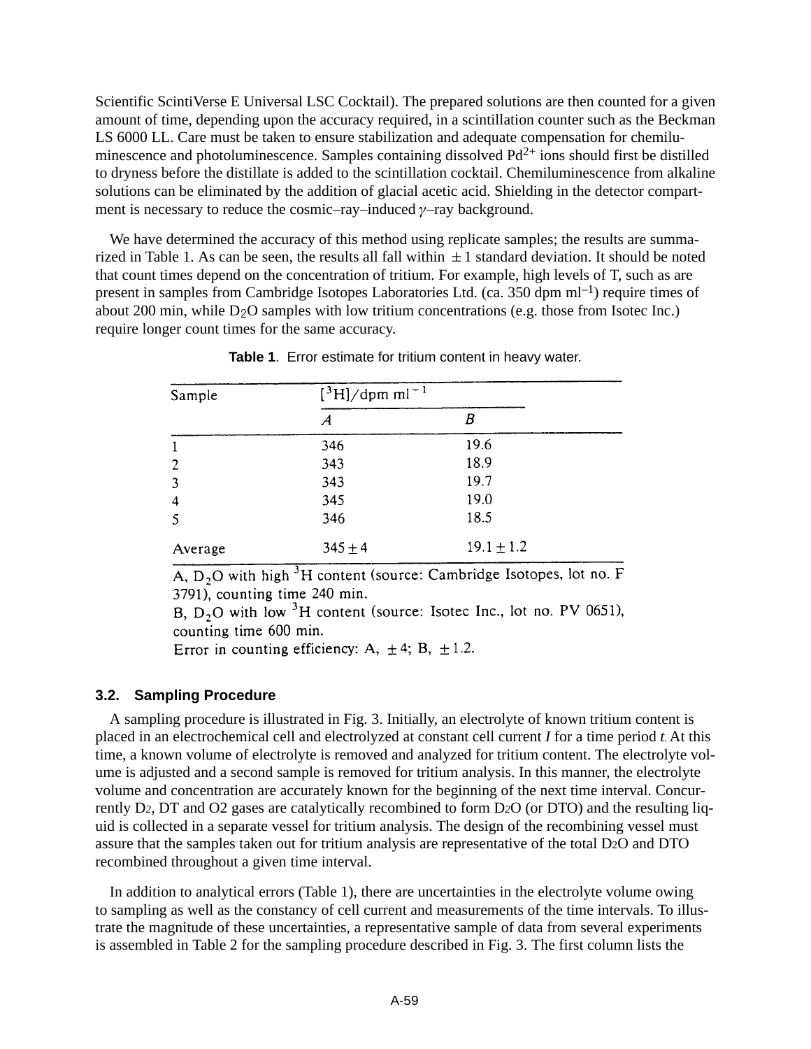Scientific ScintiVerse E Universal LSC Cocktail). The prepared solutions are then counted for a given amount of time, depending upon the accuracy required, in a scintillation counter such as the Beckman LS 6000 LL. Care must be taken to ensure stabilization and adequate compensation for chemiluminescence and photoluminescence. Samples containing dissolved $Pd^{2+}$ ions should first be distilled to dryness before the distillate is added to the scintillation cocktail. Chemiluminescence from alkaline solutions can be eliminated by the addition of glacial acetic acid. Shielding in the detector compartment is necessary to reduce the cosmic–ray–induced $\gamma$–ray background.

We have determined the accuracy of this method using replicate samples; the results are summarized in Table 1. As can be seen, the results all fall within $\pm 1$ standard deviation. It should be noted that count times depend on the concentration of tritium. For example, high levels of T, such as are present in samples from Cambridge Isotopes Laboratories Ltd. (ca. 350 dpm $ml^{-1}$) require times of about 200 min, while $D_2O$ samples with low tritium concentrations (e.g. those from Isotec Inc.) require longer count times for the same accuracy.

**Table 1**. Error estimate for tritium content in heavy water.

| Sample | $[^3H]$/dpm $ml^{-1}$ | |
|---|---|---|
| | *A* | *B* |
| 1 | 346 | 19.6 |
| 2 | 343 | 18.9 |
| 3 | 343 | 19.7 |
| 4 | 345 | 19.0 |
| 5 | 346 | 18.5 |
| Average | $345 \pm 4$ | $19.1 \pm 1.2$ |

A, $D_2O$ with high $^3H$ content (source: Cambridge Isotopes, lot no. F 3791), counting time 240 min.
B, $D_2O$ with low $^3H$ content (source: Isotec Inc., lot no. PV 0651), counting time 600 min.
Error in counting efficiency: A, $\pm 4$; B, $\pm 1.2$.

### 3.2. Sampling Procedure

A sampling procedure is illustrated in Fig. 3. Initially, an electrolyte of known tritium content is placed in an electrochemical cell and electrolyzed at constant cell current $I$ for a time period $t$. At this time, a known volume of electrolyte is removed and analyzed for tritium content. The electrolyte volume is adjusted and a second sample is removed for tritium analysis. In this manner, the electrolyte volume and concentration are accurately known for the beginning of the next time interval. Concurrently $D_2$, DT and $O_2$ gases are catalytically recombined to form $D_2O$ (or DTO) and the resulting liquid is collected in a separate vessel for tritium analysis. The design of the recombining vessel must assure that the samples taken out for tritium analysis are representative of the total $D_2O$ and DTO recombined throughout a given time interval.

In addition to analytical errors (Table 1), there are uncertainties in the electrolyte volume owing to sampling as well as the constancy of cell current and measurements of the time intervals. To illustrate the magnitude of these uncertainties, a representative sample of data from several experiments is assembled in Table 2 for the sampling procedure described in Fig. 3. The first column lists the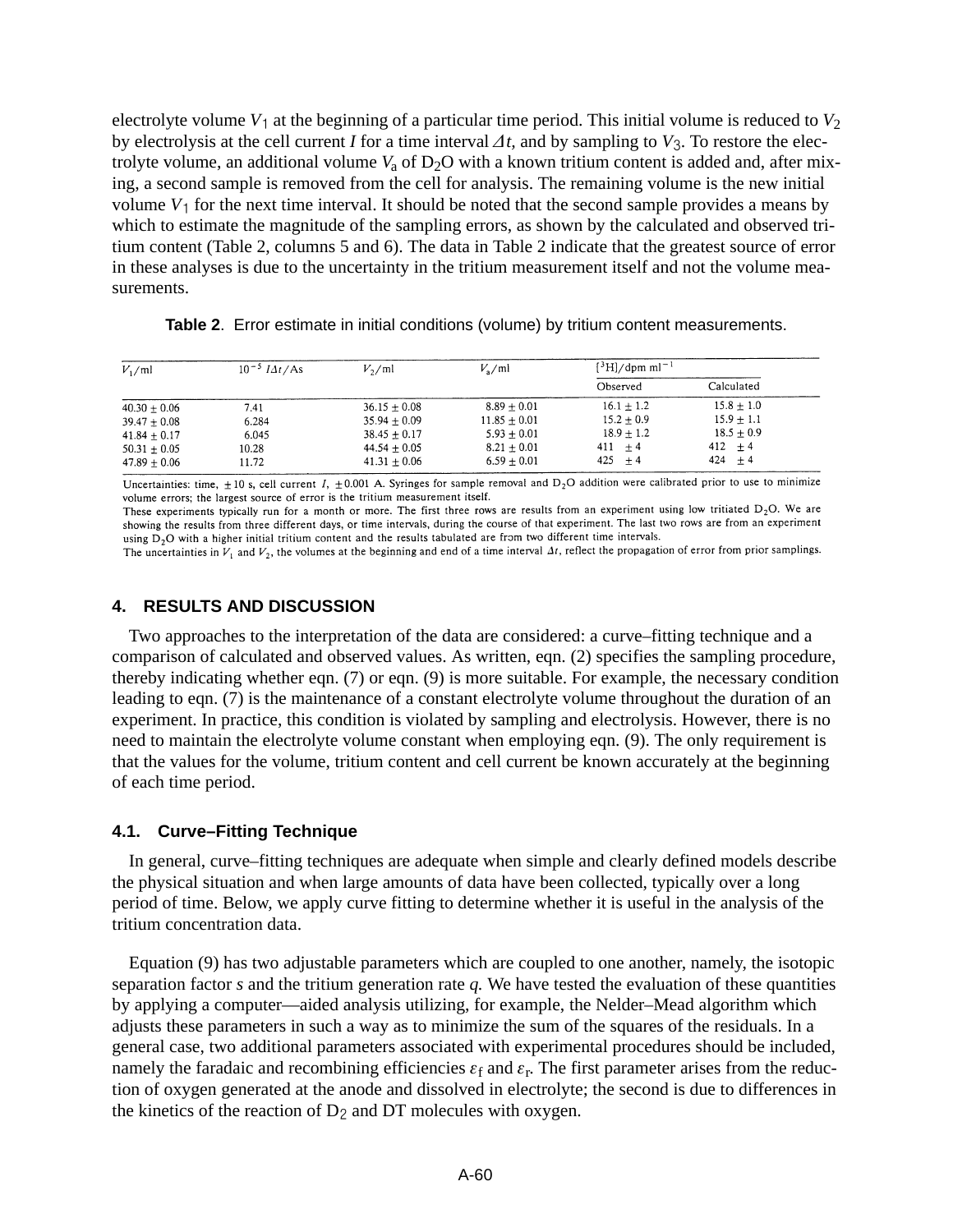electrolyte volume $V_1$ at the beginning of a particular time period. This initial volume is reduced to $V_2$ by electrolysis at the cell current $I$ for a time interval $\Delta t$, and by sampling to $V_3$. To restore the electrolyte volume, an additional volume $V_a$ of $D_2O$ with a known tritium content is added and, after mixing, a second sample is removed from the cell for analysis. The remaining volume is the new initial volume $V_1$ for the next time interval. It should be noted that the second sample provides a means by which to estimate the magnitude of the sampling errors, as shown by the calculated and observed tritium content (Table 2, columns 5 and 6). The data in Table 2 indicate that the greatest source of error in these analyses is due to the uncertainty in the tritium measurement itself and not the volume measurements.

**Table 2**. Error estimate in initial conditions (volume) by tritium content measurements.

| $V_1$/ml | $10^{-5}\ I\Delta t$/As | $V_2$/ml | $V_a$/ml | [$^3$H]/dpm ml$^{-1}$ | |
|---|---|---|---|---|---|
| | | | | Observed | Calculated |
| 40.30 ± 0.06 | 7.41 | 36.15 ± 0.08 | 8.89 ± 0.01 | 16.1 ± 1.2 | 15.8 ± 1.0 |
| 39.47 ± 0.08 | 6.284 | 35.94 ± 0.09 | 11.85 ± 0.01 | 15.2 ± 0.9 | 15.9 ± 1.1 |
| 41.84 ± 0.17 | 6.045 | 38.45 ± 0.17 | 5.93 ± 0.01 | 18.9 ± 1.2 | 18.5 ± 0.9 |
| 50.31 ± 0.05 | 10.28 | 44.54 ± 0.05 | 8.21 ± 0.01 | 411 ± 4 | 412 ± 4 |
| 47.89 ± 0.06 | 11.72 | 41.31 ± 0.06 | 6.59 ± 0.01 | 425 ± 4 | 424 ± 4 |

Uncertainties: time, ±10 s, cell current $I$, ±0.001 A. Syringes for sample removal and $D_2O$ addition were calibrated prior to use to minimize volume errors; the largest source of error is the tritium measurement itself.
These experiments typically run for a month or more. The first three rows are results from an experiment using low tritiated $D_2O$. We are showing the results from three different days, or time intervals, during the course of that experiment. The last two rows are from an experiment using $D_2O$ with a higher initial tritium content and the results tabulated are from two different time intervals.
The uncertainties in $V_1$ and $V_2$, the volumes at the beginning and end of a time interval $\Delta t$, reflect the propagation of error from prior samplings.

## 4. RESULTS AND DISCUSSION

Two approaches to the interpretation of the data are considered: a curve–fitting technique and a comparison of calculated and observed values. As written, eqn. (2) specifies the sampling procedure, thereby indicating whether eqn. (7) or eqn. (9) is more suitable. For example, the necessary condition leading to eqn. (7) is the maintenance of a constant electrolyte volume throughout the duration of an experiment. In practice, this condition is violated by sampling and electrolysis. However, there is no need to maintain the electrolyte volume constant when employing eqn. (9). The only requirement is that the values for the volume, tritium content and cell current be known accurately at the beginning of each time period.

### 4.1. Curve–Fitting Technique

In general, curve–fitting techniques are adequate when simple and clearly defined models describe the physical situation and when large amounts of data have been collected, typically over a long period of time. Below, we apply curve fitting to determine whether it is useful in the analysis of the tritium concentration data.

Equation (9) has two adjustable parameters which are coupled to one another, namely, the isotopic separation factor $s$ and the tritium generation rate $q$. We have tested the evaluation of these quantities by applying a computer—aided analysis utilizing, for example, the Nelder–Mead algorithm which adjusts these parameters in such a way as to minimize the sum of the squares of the residuals. In a general case, two additional parameters associated with experimental procedures should be included, namely the faradaic and recombining efficiencies $\varepsilon_f$ and $\varepsilon_r$. The first parameter arises from the reduction of oxygen generated at the anode and dissolved in electrolyte; the second is due to differences in the kinetics of the reaction of $D_2$ and DT molecules with oxygen.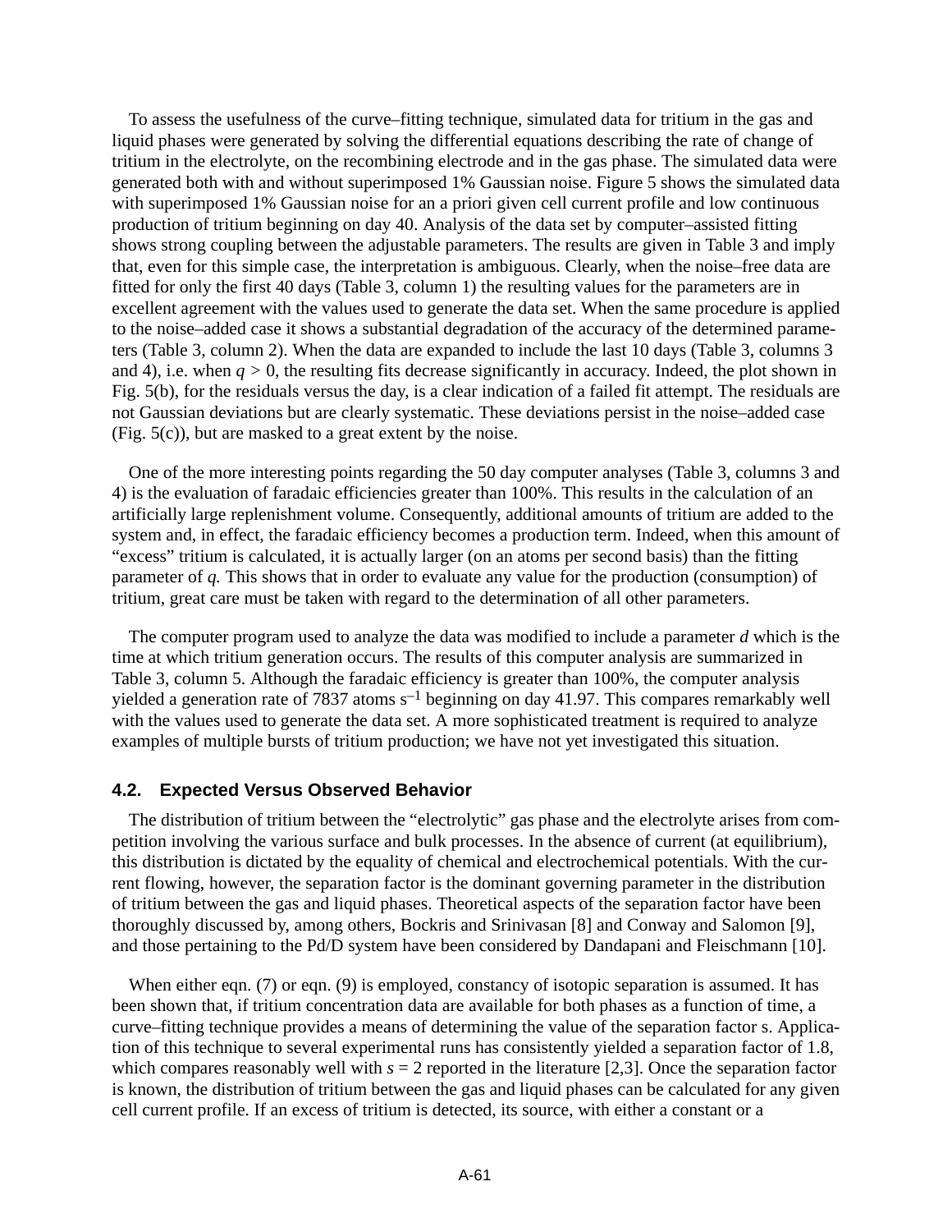To assess the usefulness of the curve–fitting technique, simulated data for tritium in the gas and liquid phases were generated by solving the differential equations describing the rate of change of tritium in the electrolyte, on the recombining electrode and in the gas phase. The simulated data were generated both with and without superimposed 1% Gaussian noise. Figure 5 shows the simulated data with superimposed 1% Gaussian noise for an a priori given cell current profile and low continuous production of tritium beginning on day 40. Analysis of the data set by computer–assisted fitting shows strong coupling between the adjustable parameters. The results are given in Table 3 and imply that, even for this simple case, the interpretation is ambiguous. Clearly, when the noise–free data are fitted for only the first 40 days (Table 3, column 1) the resulting values for the parameters are in excellent agreement with the values used to generate the data set. When the same procedure is applied to the noise–added case it shows a substantial degradation of the accuracy of the determined parameters (Table 3, column 2). When the data are expanded to include the last 10 days (Table 3, columns 3 and 4), i.e. when $q > 0$, the resulting fits decrease significantly in accuracy. Indeed, the plot shown in Fig. 5(b), for the residuals versus the day, is a clear indication of a failed fit attempt. The residuals are not Gaussian deviations but are clearly systematic. These deviations persist in the noise–added case (Fig. 5(c)), but are masked to a great extent by the noise.

One of the more interesting points regarding the 50 day computer analyses (Table 3, columns 3 and 4) is the evaluation of faradaic efficiencies greater than 100%. This results in the calculation of an artificially large replenishment volume. Consequently, additional amounts of tritium are added to the system and, in effect, the faradaic efficiency becomes a production term. Indeed, when this amount of "excess" tritium is calculated, it is actually larger (on an atoms per second basis) than the fitting parameter of *q*. This shows that in order to evaluate any value for the production (consumption) of tritium, great care must be taken with regard to the determination of all other parameters.

The computer program used to analyze the data was modified to include a parameter *d* which is the time at which tritium generation occurs. The results of this computer analysis are summarized in Table 3, column 5. Although the faradaic efficiency is greater than 100%, the computer analysis yielded a generation rate of 7837 atoms $s^{-1}$ beginning on day 41.97. This compares remarkably well with the values used to generate the data set. A more sophisticated treatment is required to analyze examples of multiple bursts of tritium production; we have not yet investigated this situation.

### 4.2. Expected Versus Observed Behavior

The distribution of tritium between the "electrolytic" gas phase and the electrolyte arises from competition involving the various surface and bulk processes. In the absence of current (at equilibrium), this distribution is dictated by the equality of chemical and electrochemical potentials. With the current flowing, however, the separation factor is the dominant governing parameter in the distribution of tritium between the gas and liquid phases. Theoretical aspects of the separation factor have been thoroughly discussed by, among others, Bockris and Srinivasan [8] and Conway and Salomon [9], and those pertaining to the Pd/D system have been considered by Dandapani and Fleischmann [10].

When either eqn. (7) or eqn. (9) is employed, constancy of isotopic separation is assumed. It has been shown that, if tritium concentration data are available for both phases as a function of time, a curve–fitting technique provides a means of determining the value of the separation factor s. Application of this technique to several experimental runs has consistently yielded a separation factor of 1.8, which compares reasonably well with $s = 2$ reported in the literature [2,3]. Once the separation factor is known, the distribution of tritium between the gas and liquid phases can be calculated for any given cell current profile. If an excess of tritium is detected, its source, with either a constant or a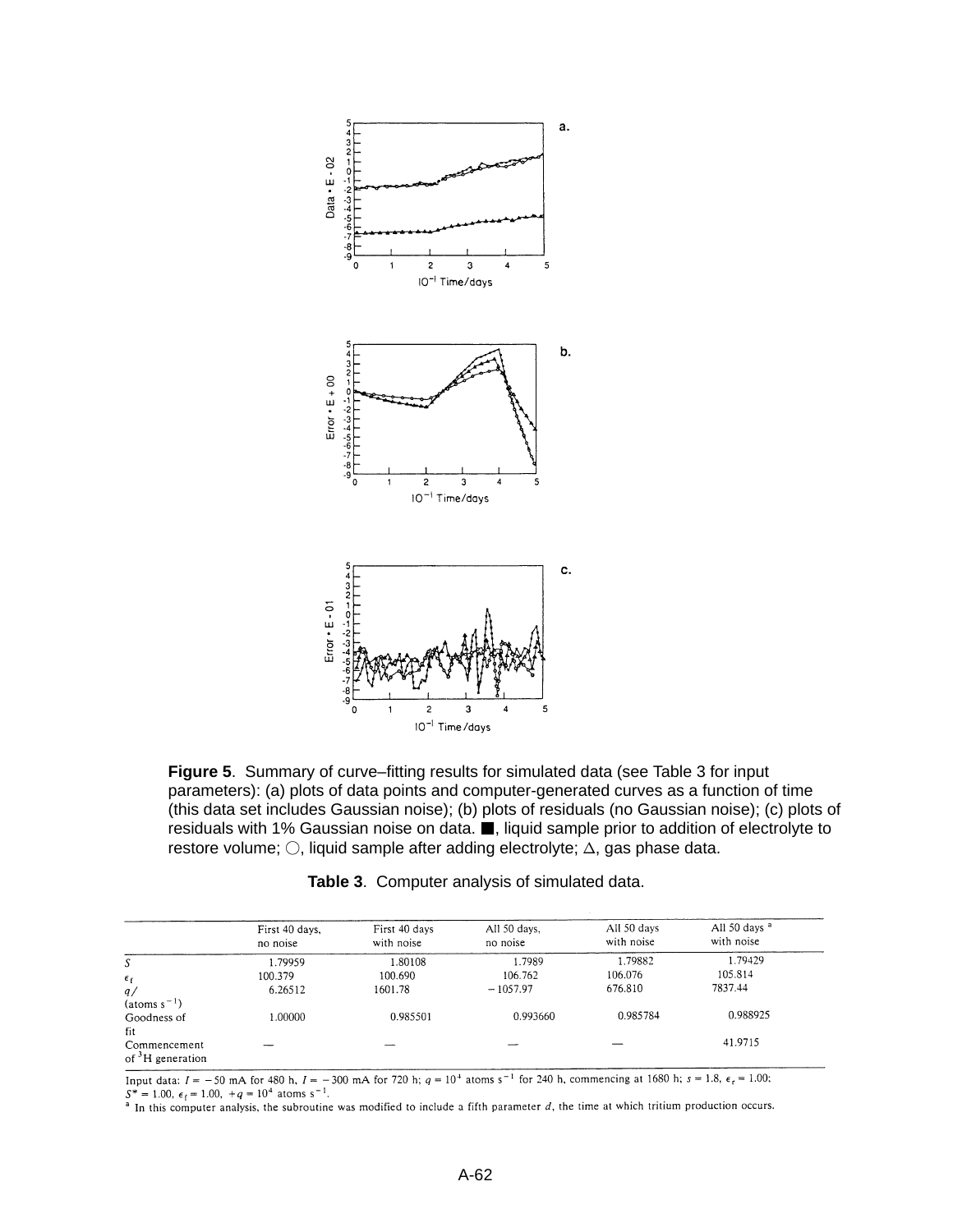**Figure 5**. Summary of curve–fitting results for simulated data (see Table 3 for input parameters): (a) plots of data points and computer-generated curves as a function of time (this data set includes Gaussian noise); (b) plots of residuals (no Gaussian noise); (c) plots of residuals with 1% Gaussian noise on data. ■, liquid sample prior to addition of electrolyte to restore volume; ○, liquid sample after adding electrolyte; △, gas phase data.

**Table 3**. Computer analysis of simulated data.

| | First 40 days, no noise | First 40 days with noise | All 50 days, no noise | All 50 days with noise | All 50 days [a] with noise |
|---|---|---|---|---|---|
| $S$ | 1.79959 | 1.80108 | 1.7989 | 1.79882 | 1.79429 |
| $\epsilon_f$ | 100.379 | 100.690 | 106.762 | 106.076 | 105.814 |
| $q$/ (atoms $s^{-1}$) | 6.26512 | 1601.78 | −1057.97 | 676.810 | 7837.44 |
| Goodness of fit | 1.00000 | 0.985501 | 0.993660 | 0.985784 | 0.988925 |
| Commencement of $^3H$ generation | — | — | — | — | 41.9715 |

Input data: $I = -50$ mA for 480 h, $I = -300$ mA for 720 h; $q = 10^4$ atoms $s^{-1}$ for 240 h, commencing at 1680 h; $s = 1.8$, $\epsilon_r = 1.00$; $S^* = 1.00$, $\epsilon_f = 1.00$, $+q = 10^4$ atoms $s^{-1}$.

[a] In this computer analysis, the subroutine was modified to include a fifth parameter $d$, the time at which tritium production occurs.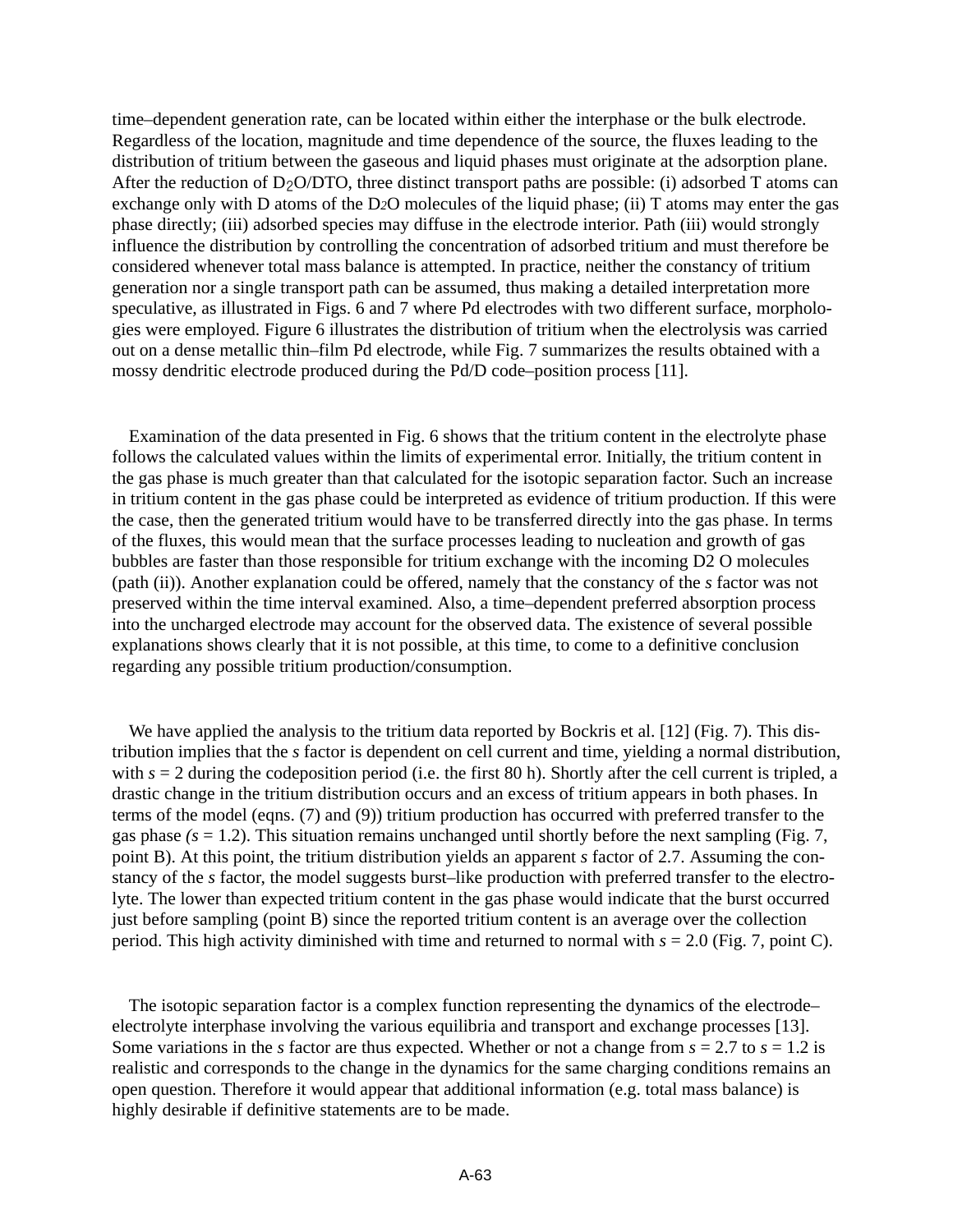time–dependent generation rate, can be located within either the interphase or the bulk electrode. Regardless of the location, magnitude and time dependence of the source, the fluxes leading to the distribution of tritium between the gaseous and liquid phases must originate at the adsorption plane. After the reduction of $D_2O$/DTO, three distinct transport paths are possible: (i) adsorbed T atoms can exchange only with D atoms of the $D_2O$ molecules of the liquid phase; (ii) T atoms may enter the gas phase directly; (iii) adsorbed species may diffuse in the electrode interior. Path (iii) would strongly influence the distribution by controlling the concentration of adsorbed tritium and must therefore be considered whenever total mass balance is attempted. In practice, neither the constancy of tritium generation nor a single transport path can be assumed, thus making a detailed interpretation more speculative, as illustrated in Figs. 6 and 7 where Pd electrodes with two different surface, morphologies were employed. Figure 6 illustrates the distribution of tritium when the electrolysis was carried out on a dense metallic thin–film Pd electrode, while Fig. 7 summarizes the results obtained with a mossy dendritic electrode produced during the Pd/D code–position process [11].

Examination of the data presented in Fig. 6 shows that the tritium content in the electrolyte phase follows the calculated values within the limits of experimental error. Initially, the tritium content in the gas phase is much greater than that calculated for the isotopic separation factor. Such an increase in tritium content in the gas phase could be interpreted as evidence of tritium production. If this were the case, then the generated tritium would have to be transferred directly into the gas phase. In terms of the fluxes, this would mean that the surface processes leading to nucleation and growth of gas bubbles are faster than those responsible for tritium exchange with the incoming $D_2O$ molecules (path (ii)). Another explanation could be offered, namely that the constancy of the *s* factor was not preserved within the time interval examined. Also, a time–dependent preferred absorption process into the uncharged electrode may account for the observed data. The existence of several possible explanations shows clearly that it is not possible, at this time, to come to a definitive conclusion regarding any possible tritium production/consumption.

We have applied the analysis to the tritium data reported by Bockris et al. [12] (Fig. 7). This distribution implies that the *s* factor is dependent on cell current and time, yielding a normal distribution, with $s = 2$ during the codeposition period (i.e. the first 80 h). Shortly after the cell current is tripled, a drastic change in the tritium distribution occurs and an excess of tritium appears in both phases. In terms of the model (eqns. (7) and (9)) tritium production has occurred with preferred transfer to the gas phase ($s = 1.2$). This situation remains unchanged until shortly before the next sampling (Fig. 7, point B). At this point, the tritium distribution yields an apparent *s* factor of 2.7. Assuming the constancy of the *s* factor, the model suggests burst–like production with preferred transfer to the electrolyte. The lower than expected tritium content in the gas phase would indicate that the burst occurred just before sampling (point B) since the reported tritium content is an average over the collection period. This high activity diminished with time and returned to normal with $s = 2.0$ (Fig. 7, point C).

The isotopic separation factor is a complex function representing the dynamics of the electrode–electrolyte interphase involving the various equilibria and transport and exchange processes [13]. Some variations in the *s* factor are thus expected. Whether or not a change from $s = 2.7$ to $s = 1.2$ is realistic and corresponds to the change in the dynamics for the same charging conditions remains an open question. Therefore it would appear that additional information (e.g. total mass balance) is highly desirable if definitive statements are to be made.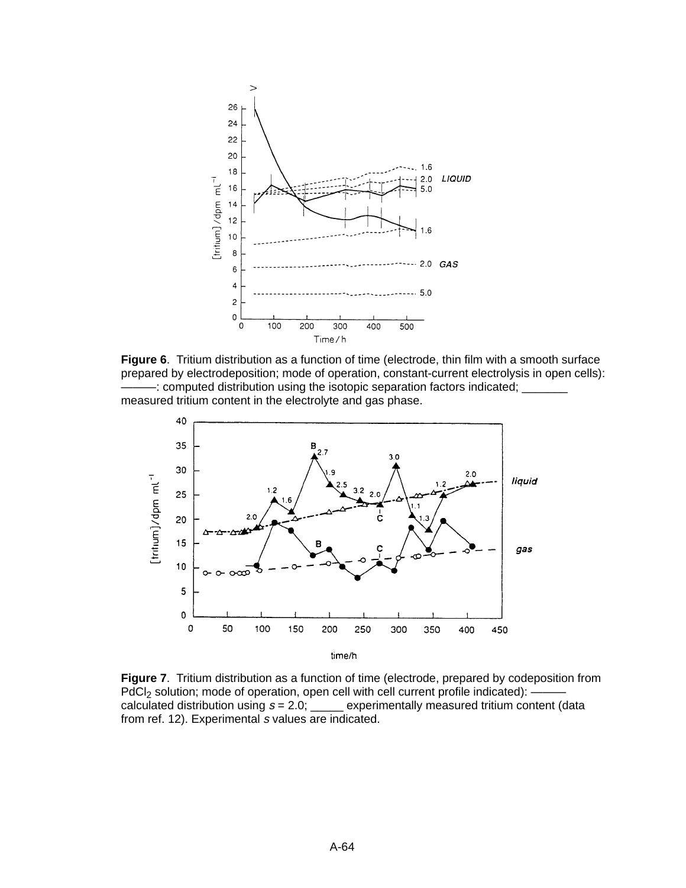**Figure 6**. Tritium distribution as a function of time (electrode, thin film with a smooth surface prepared by electrodeposition; mode of operation, constant-current electrolysis in open cells): ———: computed distribution using the isotopic separation factors indicated; _______ measured tritium content in the electrolyte and gas phase.

**Figure 7**. Tritium distribution as a function of time (electrode, prepared by codeposition from $PdCl_2$ solution; mode of operation, open cell with cell current profile indicated): ——— calculated distribution using $s = 2.0$; _____ experimentally measured tritium content (data from ref. 12). Experimental $s$ values are indicated.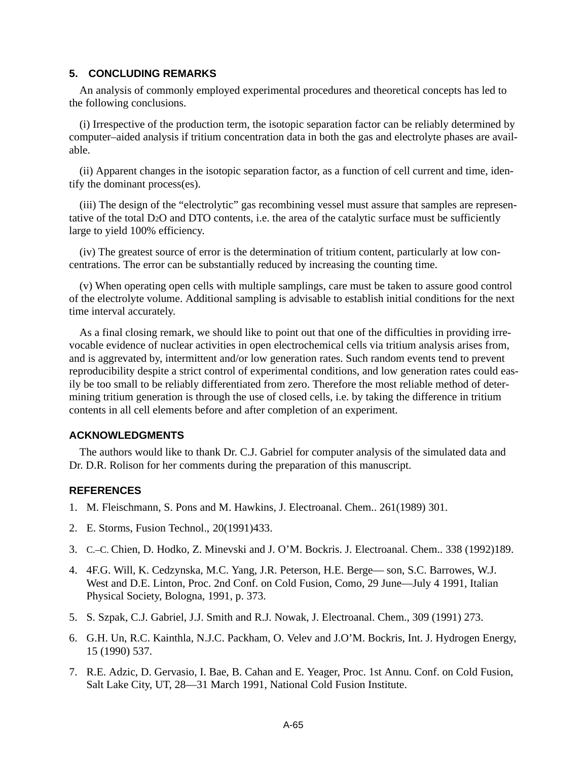## 5. CONCLUDING REMARKS

An analysis of commonly employed experimental procedures and theoretical concepts has led to the following conclusions.

(i) Irrespective of the production term, the isotopic separation factor can be reliably determined by computer–aided analysis if tritium concentration data in both the gas and electrolyte phases are available.

(ii) Apparent changes in the isotopic separation factor, as a function of cell current and time, identify the dominant process(es).

(iii) The design of the "electrolytic" gas recombining vessel must assure that samples are representative of the total $D_2O$ and DTO contents, i.e. the area of the catalytic surface must be sufficiently large to yield 100% efficiency.

(iv) The greatest source of error is the determination of tritium content, particularly at low concentrations. The error can be substantially reduced by increasing the counting time.

(v) When operating open cells with multiple samplings, care must be taken to assure good control of the electrolyte volume. Additional sampling is advisable to establish initial conditions for the next time interval accurately.

As a final closing remark, we should like to point out that one of the difficulties in providing irrevocable evidence of nuclear activities in open electrochemical cells via tritium analysis arises from, and is aggravated by, intermittent and/or low generation rates. Such random events tend to prevent reproducibility despite a strict control of experimental conditions, and low generation rates could easily be too small to be reliably differentiated from zero. Therefore the most reliable method of determining tritium generation is through the use of closed cells, i.e. by taking the difference in tritium contents in all cell elements before and after completion of an experiment.

## ACKNOWLEDGMENTS

The authors would like to thank Dr. C.J. Gabriel for computer analysis of the simulated data and Dr. D.R. Rolison for her comments during the preparation of this manuscript.

## REFERENCES

1. M. Fleischmann, S. Pons and M. Hawkins, J. Electroanal. Chem.. 261(1989) 301.
2. E. Storms, Fusion Technol., 20(1991)433.
3. C.–C. Chien, D. Hodko, Z. Minevski and J. O'M. Bockris. J. Electroanal. Chem.. 338 (1992)189.
4. 4F.G. Will, K. Cedzynska, M.C. Yang, J.R. Peterson, H.E. Berge— son, S.C. Barrowes, W.J. West and D.E. Linton, Proc. 2nd Conf. on Cold Fusion, Como, 29 June—July 4 1991, Italian Physical Society, Bologna, 1991, p. 373.
5. S. Szpak, C.J. Gabriel, J.J. Smith and R.J. Nowak, J. Electroanal. Chem., 309 (1991) 273.
6. G.H. Un, R.C. Kainthla, N.J.C. Packham, O. Velev and J.O'M. Bockris, Int. J. Hydrogen Energy, 15 (1990) 537.
7. R.E. Adzic, D. Gervasio, I. Bae, B. Cahan and E. Yeager, Proc. 1st Annu. Conf. on Cold Fusion, Salt Lake City, UT, 28—31 March 1991, National Cold Fusion Institute.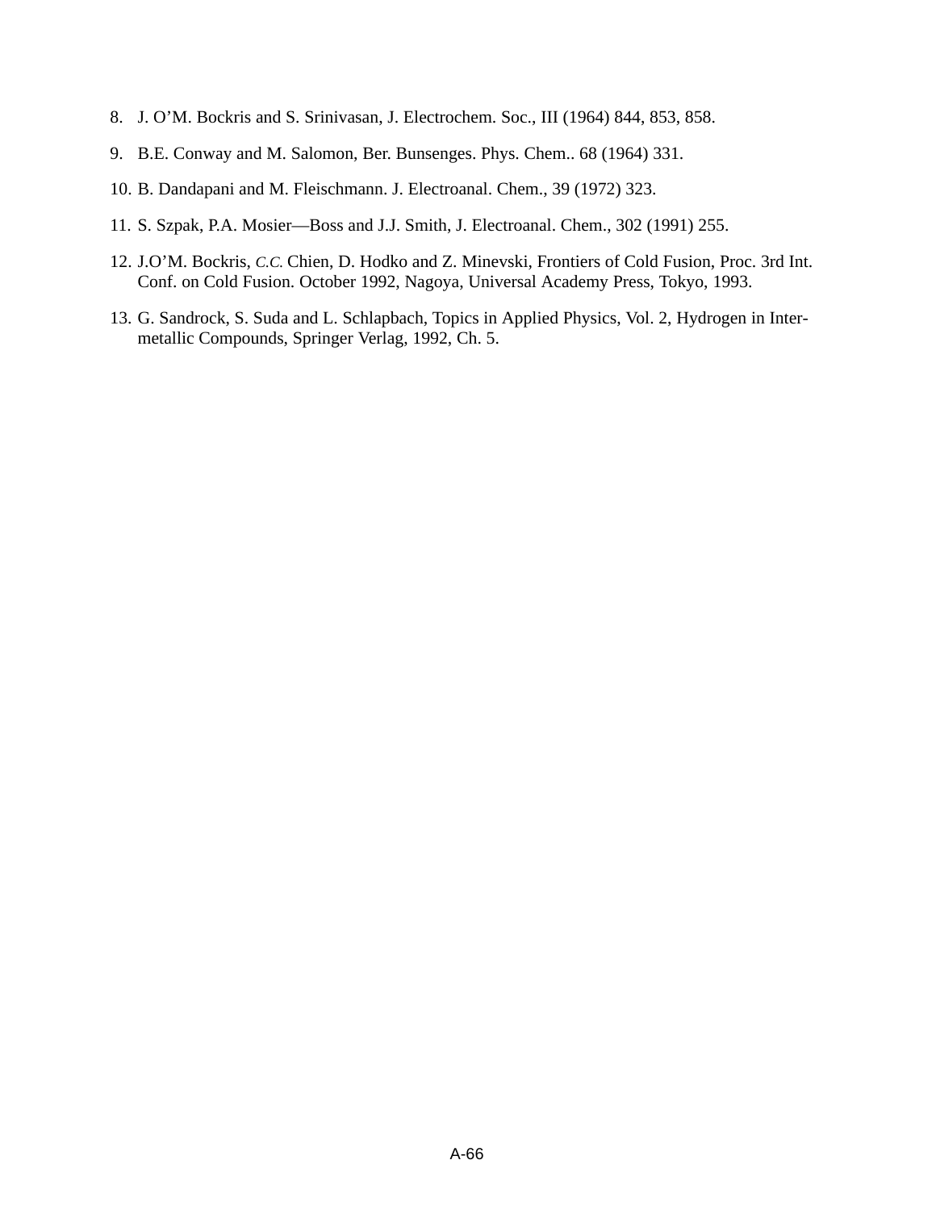8. J. O'M. Bockris and S. Srinivasan, J. Electrochem. Soc., III (1964) 844, 853, 858.
9. B.E. Conway and M. Salomon, Ber. Bunsenges. Phys. Chem.. 68 (1964) 331.
10. B. Dandapani and M. Fleischmann. J. Electroanal. Chem., 39 (1972) 323.
11. S. Szpak, P.A. Mosier—Boss and J.J. Smith, J. Electroanal. Chem., 302 (1991) 255.
12. J.O'M. Bockris, C.C. Chien, D. Hodko and Z. Minevski, Frontiers of Cold Fusion, Proc. 3rd Int. Conf. on Cold Fusion. October 1992, Nagoya, Universal Academy Press, Tokyo, 1993.
13. G. Sandrock, S. Suda and L. Schlapbach, Topics in Applied Physics, Vol. 2, Hydrogen in Intermetallic Compounds, Springer Verlag, 1992, Ch. 5.